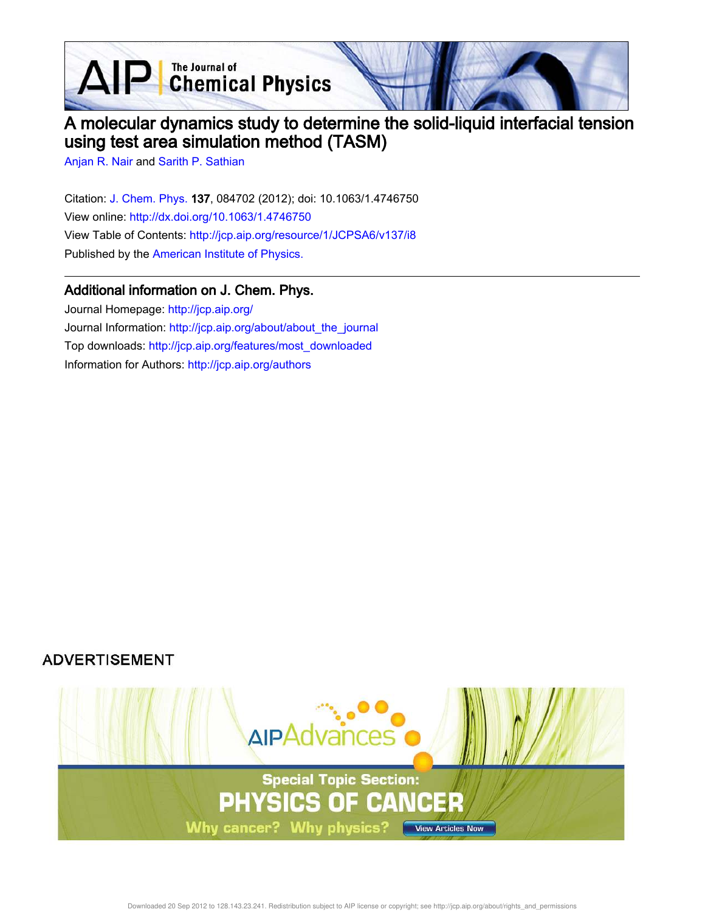# A molecular dynamics study to determine the solid-liquid interfacial tension using test area simulation method (TASM)

Anjan R. Nair and Sarith P. Sathian

Citation: J. Chem. Phys. **137**, 084702 (2012); doi: 10.1063/1.4746750

View online: http://dx.doi.org/10.1063/1.4746750

View Table of Contents: http://jcp.aip.org/resource/1/JCPSA6/v137/i8

Published by the American Institute of Physics.

## Additional information on J. Chem. Phys.

Journal Homepage: http://jcp.aip.org/

Journal Information: http://jcp.aip.org/about/about_the_journal

Top downloads: http://jcp.aip.org/features/most_downloaded

Information for Authors: http://jcp.aip.org/authors

ADVERTISEMENT

AIP Advances

Special Topic Section: PHYSICS OF CANCER

Why cancer? Why physics? View Articles Now

Downloaded 20 Sep 2012 to 128.143.23.241. Redistribution subject to AIP license or copyright; see http://jcp.aip.org/about/rights_and_permissions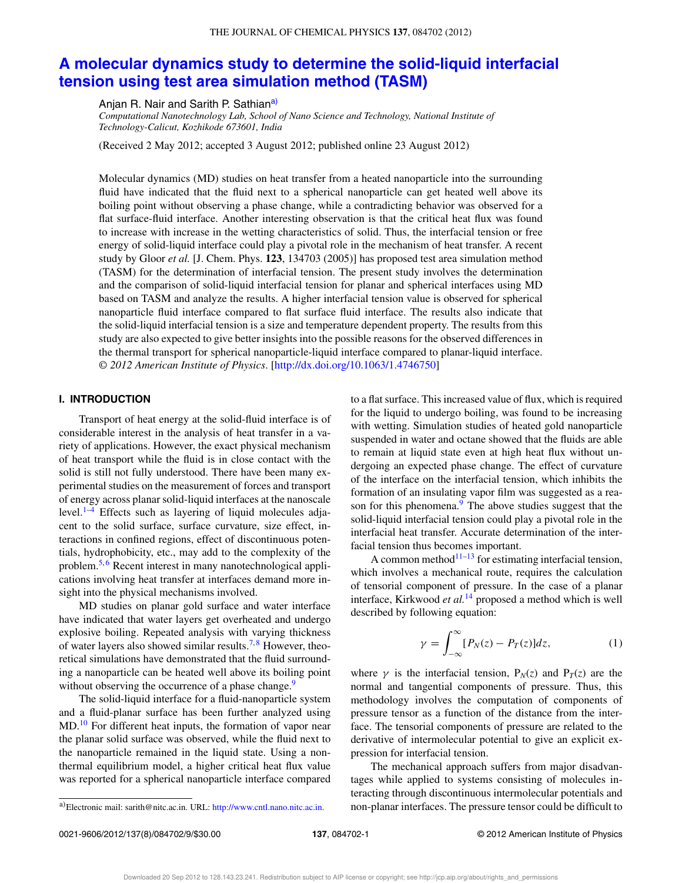# A molecular dynamics study to determine the solid-liquid interfacial tension using test area simulation method (TASM)

Anjan R. Nair and Sarith P. Sathian[a)]

*Computational Nanotechnology Lab, School of Nano Science and Technology, National Institute of Technology-Calicut, Kozhikode 673601, India*

(Received 2 May 2012; accepted 3 August 2012; published online 23 August 2012)

Molecular dynamics (MD) studies on heat transfer from a heated nanoparticle into the surrounding fluid have indicated that the fluid next to a spherical nanoparticle can get heated well above its boiling point without observing a phase change, while a contradicting behavior was observed for a flat surface-fluid interface. Another interesting observation is that the critical heat flux was found to increase with increase in the wetting characteristics of solid. Thus, the interfacial tension or free energy of solid-liquid interface could play a pivotal role in the mechanism of heat transfer. A recent study by Gloor *et al.* [J. Chem. Phys. **123**, 134703 (2005)] has proposed test area simulation method (TASM) for the determination of interfacial tension. The present study involves the determination and the comparison of solid-liquid interfacial tension for planar and spherical interfaces using MD based on TASM and analyze the results. A higher interfacial tension value is observed for spherical nanoparticle fluid interface compared to flat surface fluid interface. The results also indicate that the solid-liquid interfacial tension is a size and temperature dependent property. The results from this study are also expected to give better insights into the possible reasons for the observed differences in the thermal transport for spherical nanoparticle-liquid interface compared to planar-liquid interface. *© 2012 American Institute of Physics*. [http://dx.doi.org/10.1063/1.4746750]

## I. INTRODUCTION

Transport of heat energy at the solid-fluid interface is of considerable interest in the analysis of heat transfer in a variety of applications. However, the exact physical mechanism of heat transport while the fluid is in close contact with the solid is still not fully understood. There have been many experimental studies on the measurement of forces and transport of energy across planar solid-liquid interfaces at the nanoscale level.[1–4] Effects such as layering of liquid molecules adjacent to the solid surface, surface curvature, size effect, interactions in confined regions, effect of discontinuous potentials, hydrophobicity, etc., may add to the complexity of the problem.[5,6] Recent interest in many nanotechnological applications involving heat transfer at interfaces demand more insight into the physical mechanisms involved.

MD studies on planar gold surface and water interface have indicated that water layers get overheated and undergo explosive boiling. Repeated analysis with varying thickness of water layers also showed similar results.[7,8] However, theoretical simulations have demonstrated that the fluid surrounding a nanoparticle can be heated well above its boiling point without observing the occurrence of a phase change.[9]

The solid-liquid interface for a fluid-nanoparticle system and a fluid-planar surface has been further analyzed using MD.[10] For different heat inputs, the formation of vapor near the planar solid surface was observed, while the fluid next to the nanoparticle remained in the liquid state. Using a non-thermal equilibrium model, a higher critical heat flux value was reported for a spherical nanoparticle interface compared to a flat surface. This increased value of flux, which is required for the liquid to undergo boiling, was found to be increasing with wetting. Simulation studies of heated gold nanoparticle suspended in water and octane showed that the fluids are able to remain at liquid state even at high heat flux without undergoing an expected phase change. The effect of curvature of the interface on the interfacial tension, which inhibits the formation of an insulating vapor film was suggested as a reason for this phenomena.[9] The above studies suggest that the solid-liquid interfacial tension could play a pivotal role in the interfacial heat transfer. Accurate determination of the interfacial tension thus becomes important.

A common method[11–13] for estimating interfacial tension, which involves a mechanical route, requires the calculation of tensorial component of pressure. In the case of a planar interface, Kirkwood *et al.*[14] proposed a method which is well described by following equation:

$$\gamma = \int_{-\infty}^{\infty} [P_N(z) - P_T(z)]dz, \tag{1}$$

where $\gamma$ is the interfacial tension, $P_N(z)$ and $P_T(z)$ are the normal and tangential components of pressure. Thus, this methodology involves the computation of components of pressure tensor as a function of the distance from the interface. The tensorial components of pressure are related to the derivative of intermolecular potential to give an explicit expression for interfacial tension.

The mechanical approach suffers from major disadvantages while applied to systems consisting of molecules interacting through discontinuous intermolecular potentials and non-planar interfaces. The pressure tensor could be difficult to

[a)] Electronic mail: sarith@nitc.ac.in. URL: http://www.cntl.nano.nitc.ac.in.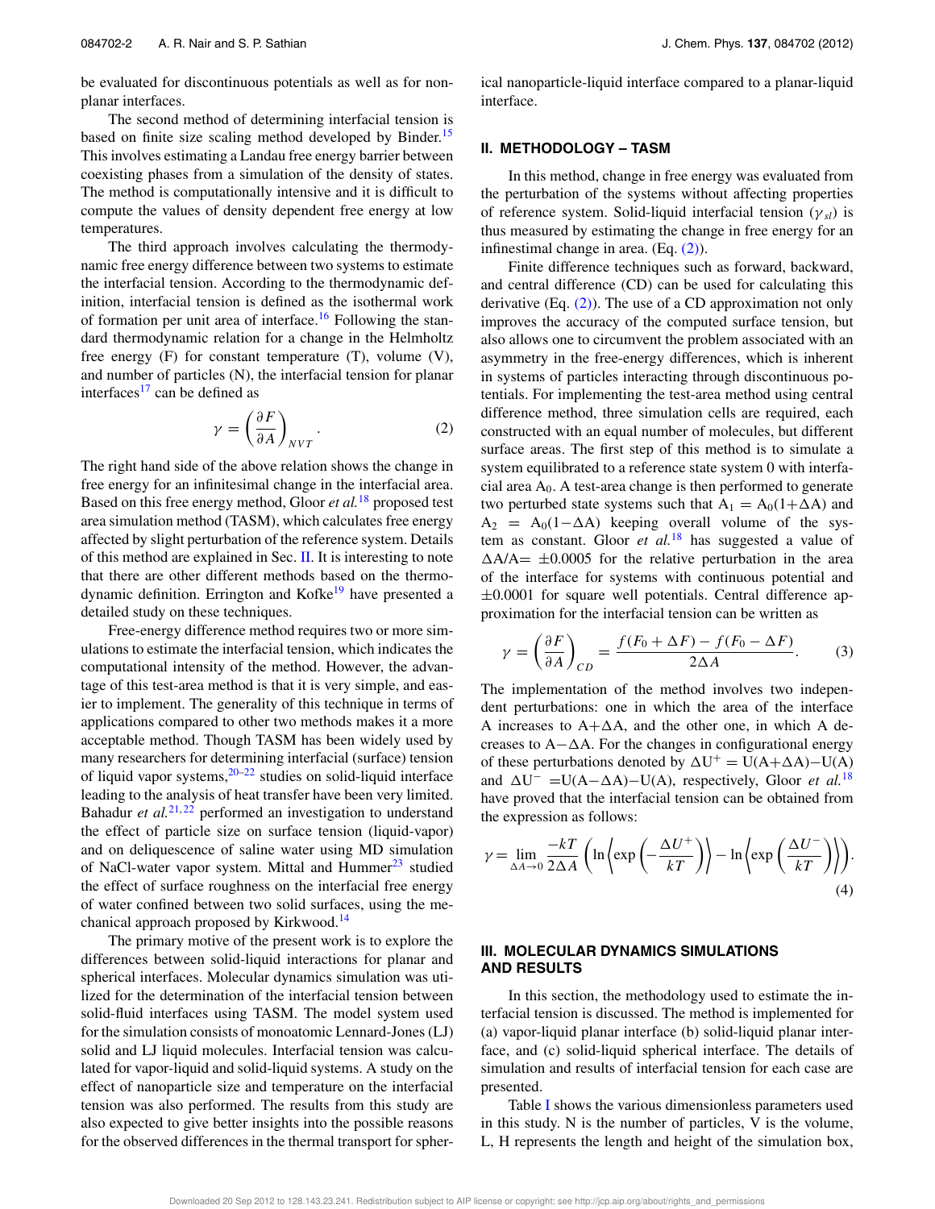be evaluated for discontinuous potentials as well as for non-planar interfaces.

The second method of determining interfacial tension is based on finite size scaling method developed by Binder.[15] This involves estimating a Landau free energy barrier between coexisting phases from a simulation of the density of states. The method is computationally intensive and it is difficult to compute the values of density dependent free energy at low temperatures.

The third approach involves calculating the thermodynamic free energy difference between two systems to estimate the interfacial tension. According to the thermodynamic definition, interfacial tension is defined as the isothermal work of formation per unit area of interface.[16] Following the standard thermodynamic relation for a change in the Helmholtz free energy (F) for constant temperature (T), volume (V), and number of particles (N), the interfacial tension for planar interfaces[17] can be defined as

$$\gamma = \left(\frac{\partial F}{\partial A}\right)_{NVT}. \tag{2}$$

The right hand side of the above relation shows the change in free energy for an infinitesimal change in the interfacial area. Based on this free energy method, Gloor *et al.*[18] proposed test area simulation method (TASM), which calculates free energy affected by slight perturbation of the reference system. Details of this method are explained in Sec. II. It is interesting to note that there are other different methods based on the thermodynamic definition. Errington and Kofke[19] have presented a detailed study on these techniques.

Free-energy difference method requires two or more simulations to estimate the interfacial tension, which indicates the computational intensity of the method. However, the advantage of this test-area method is that it is very simple, and easier to implement. The generality of this technique in terms of applications compared to other two methods makes it a more acceptable method. Though TASM has been widely used by many researchers for determining interfacial (surface) tension of liquid vapor systems,[20–22] studies on solid-liquid interface leading to the analysis of heat transfer have been very limited. Bahadur *et al.*[21,22] performed an investigation to understand the effect of particle size on surface tension (liquid-vapor) and on deliquescence of saline water using MD simulation of NaCl-water vapor system. Mittal and Hummer[23] studied the effect of surface roughness on the interfacial free energy of water confined between two solid surfaces, using the mechanical approach proposed by Kirkwood.[14]

The primary motive of the present work is to explore the differences between solid-liquid interactions for planar and spherical interfaces. Molecular dynamics simulation was utilized for the determination of the interfacial tension between solid-fluid interfaces using TASM. The model system used for the simulation consists of monoatomic Lennard-Jones (LJ) solid and LJ liquid molecules. Interfacial tension was calculated for vapor-liquid and solid-liquid systems. A study on the effect of nanoparticle size and temperature on the interfacial tension was also performed. The results from this study are also expected to give better insights into the possible reasons for the observed differences in the thermal transport for spherical nanoparticle-liquid interface compared to a planar-liquid interface.

## II. METHODOLOGY – TASM

In this method, change in free energy was evaluated from the perturbation of the systems without affecting properties of reference system. Solid-liquid interfacial tension ($\gamma_{sl}$) is thus measured by estimating the change in free energy for an infinestimal change in area. (Eq. (2)).

Finite difference techniques such as forward, backward, and central difference (CD) can be used for calculating this derivative (Eq. (2)). The use of a CD approximation not only improves the accuracy of the computed surface tension, but also allows one to circumvent the problem associated with an asymmetry in the free-energy differences, which is inherent in systems of particles interacting through discontinuous potentials. For implementing the test-area method using central difference method, three simulation cells are required, each constructed with an equal number of molecules, but different surface areas. The first step of this method is to simulate a system equilibrated to a reference state system 0 with interfacial area $A_0$. A test-area change is then performed to generate two perturbed state systems such that $A_1 = A_0(1+\Delta A)$ and $A_2 = A_0(1-\Delta A)$ keeping overall volume of the system as constant. Gloor *et al.*[18] has suggested a value of $\Delta A/A = \pm 0.0005$ for the relative perturbation in the area of the interface for systems with continuous potential and $\pm 0.0001$ for square well potentials. Central difference approximation for the interfacial tension can be written as

$$\gamma = \left(\frac{\partial F}{\partial A}\right)_{CD} = \frac{f(F_0 + \Delta F) - f(F_0 - \Delta F)}{2\Delta A}. \tag{3}$$

The implementation of the method involves two independent perturbations: one in which the area of the interface A increases to A+$\Delta$A, and the other one, in which A decreases to A$-\Delta$A. For the changes in configurational energy of these perturbations denoted by $\Delta U^+ = U(A+\Delta A) - U(A)$ and $\Delta U^- = U(A-\Delta A) - U(A)$, respectively, Gloor *et al.*[18] have proved that the interfacial tension can be obtained from the expression as follows:

$$\gamma = \lim_{\Delta A \to 0} \frac{-kT}{2\Delta A}\left(\ln\left\langle \exp\left(-\frac{\Delta U^+}{kT}\right)\right\rangle - \ln\left\langle \exp\left(\frac{\Delta U^-}{kT}\right)\right\rangle\right). \tag{4}$$

## III. MOLECULAR DYNAMICS SIMULATIONS AND RESULTS

In this section, the methodology used to estimate the interfacial tension is discussed. The method is implemented for (a) vapor-liquid planar interface (b) solid-liquid planar interface, and (c) solid-liquid spherical interface. The details of simulation and results of interfacial tension for each case are presented.

Table I shows the various dimensionless parameters used in this study. N is the number of particles, V is the volume, L, H represents the length and height of the simulation box,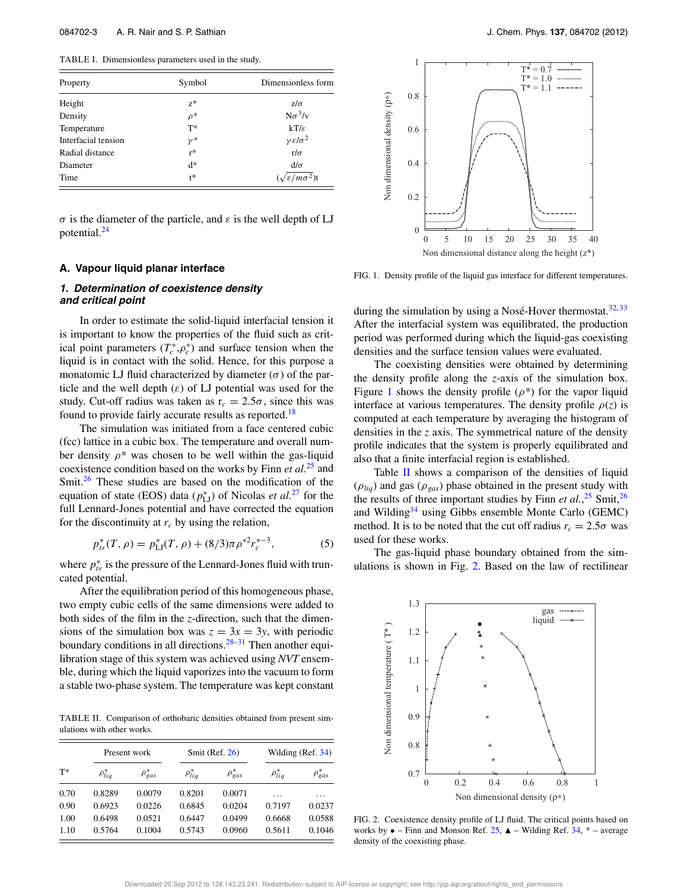TABLE I. Dimensionless parameters used in the study.

| Property | Symbol | Dimensionless form |
|---|---|---|
| Height | z* | z/$\sigma$ |
| Density | $\rho$* | N$\sigma^3$/v |
| Temperature | T* | kT/$\varepsilon$ |
| Interfacial tension | $\gamma$* | $\gamma\varepsilon/\sigma^2$ |
| Radial distance | r* | r/$\sigma$ |
| Diameter | d* | d/$\sigma$ |
| Time | t* | $(\sqrt{\varepsilon/m\sigma^2})$t |

$\sigma$ is the diameter of the particle, and $\varepsilon$ is the well depth of LJ potential.[24]

## A. Vapour liquid planar interface

### 1. Determination of coexistence density and critical point

In order to estimate the solid-liquid interfacial tension it is important to know the properties of the fluid such as critical point parameters ($T_c^*$,$\rho_c^*$) and surface tension when the liquid is in contact with the solid. Hence, for this purpose a monatomic LJ fluid characterized by diameter ($\sigma$) of the particle and the well depth ($\varepsilon$) of LJ potential was used for the study. Cut-off radius was taken as $r_c = 2.5\sigma$, since this was found to provide fairly accurate results as reported.[18]

The simulation was initiated from a face centered cubic (fcc) lattice in a cubic box. The temperature and overall number density $\rho$* was chosen to be well within the gas-liquid coexistence condition based on the works by Finn *et al.*[25] and Smit.[26] These studies are based on the modification of the equation of state (EOS) data ($p_{\text{LJ}}^*$) of Nicolas *et al.*[27] for the full Lennard-Jones potential and have corrected the equation for the discontinuity at $r_c$ by using the relation,

$$p_{tr}^*(T,\rho) = p_{\text{LJ}}^*(T,\rho) + (8/3)\pi\rho^{*2}r_c^{*-3}, \tag{5}$$

where $p_{tr}^*$ is the pressure of the Lennard-Jones fluid with truncated potential.

After the equilibration period of this homogeneous phase, two empty cubic cells of the same dimensions were added to both sides of the film in the *z*-direction, such that the dimensions of the simulation box was $z = 3x = 3y$, with periodic boundary conditions in all directions.[28–31] Then another equilibration stage of this system was achieved using *NVT* ensemble, during which the liquid vaporizes into the vacuum to form a stable two-phase system. The temperature was kept constant during the simulation by using a Nosé-Hover thermostat.[32,33] After the interfacial system was equilibrated, the production period was performed during which the liquid-gas coexisting densities and the surface tension values were evaluated.

FIG. 1. Density profile of the liquid gas interface for different temperatures.

The coexisting densities were obtained by determining the density profile along the *z*-axis of the simulation box. Figure 1 shows the density profile ($\rho$*) for the vapor liquid interface at various temperatures. The density profile $\rho(z)$ is computed at each temperature by averaging the histogram of densities in the *z* axis. The symmetrical nature of the density profile indicates that the system is properly equilibrated and also that a finite interfacial region is established.

Table II shows a comparison of the densities of liquid ($\rho_{liq}$) and gas ($\rho_{gas}$) phase obtained in the present study with the results of three important studies by Finn *et al.*,[25] Smit,[26] and Wilding[34] using Gibbs ensemble Monte Carlo (GEMC) method. It is to be noted that the cut off radius $r_c = 2.5\sigma$ was used for these works.

The gas-liquid phase boundary obtained from the simulations is shown in Fig. 2. Based on the law of rectilinear

TABLE II. Comparison of orthobaric densities obtained from present simulations with other works.

| | Present work | | Smit (Ref. 26) | | Wilding (Ref. 34) | |
|---|---|---|---|---|---|---|
| T* | $\rho_{liq}^*$ | $\rho_{gas}^*$ | $\rho_{liq}^*$ | $\rho_{gas}^*$ | $\rho_{liq}^*$ | $\rho_{gas}^*$ |
| 0.70 | 0.8289 | 0.0079 | 0.8201 | 0.0071 | ... | ... |
| 0.90 | 0.6923 | 0.0226 | 0.6845 | 0.0204 | 0.7197 | 0.0237 |
| 1.00 | 0.6498 | 0.0521 | 0.6447 | 0.0499 | 0.6668 | 0.0588 |
| 1.10 | 0.5764 | 0.1004 | 0.5743 | 0.0960 | 0.5611 | 0.1046 |

FIG. 2. Coexistence density profile of LJ fluid. The critical points based on works by • – Finn and Monson Ref. 25, ▲ – Wilding Ref. 34, * – average density of the coexisting phase.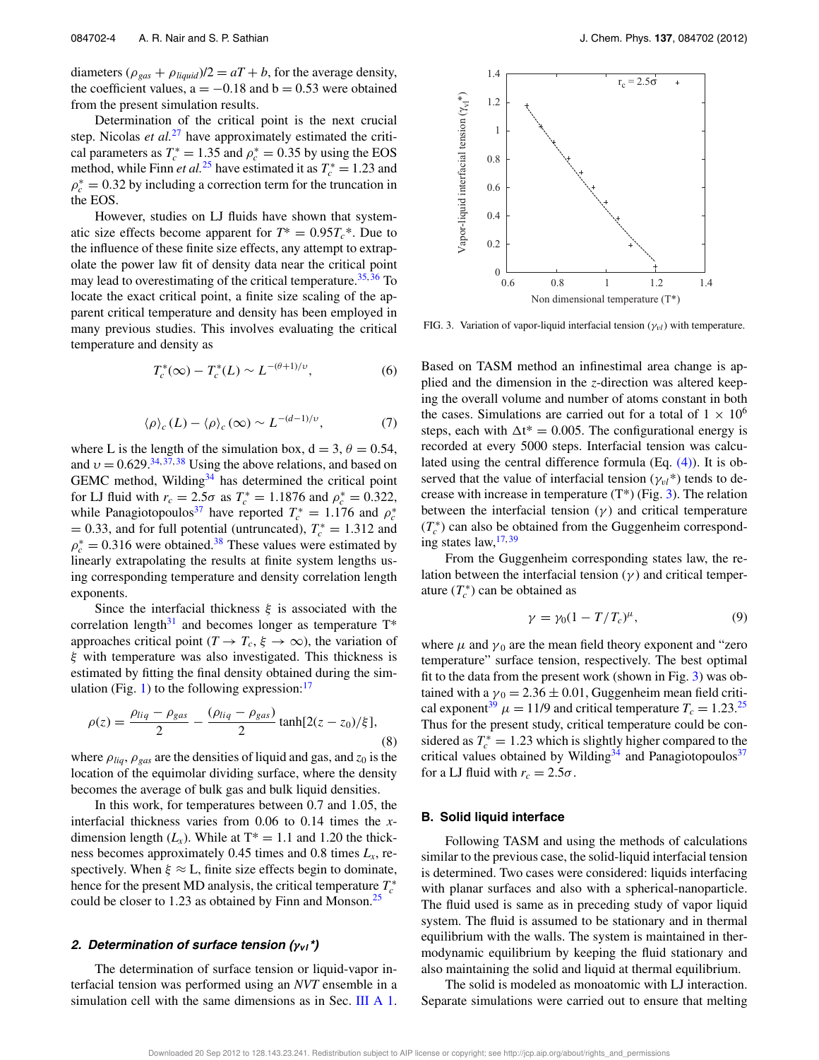diameters $(\rho_{gas} + \rho_{liquid})/2 = aT + b$, for the average density, the coefficient values, a = −0.18 and b = 0.53 were obtained from the present simulation results.

Determination of the critical point is the next crucial step. Nicolas *et al.*[27] have approximately estimated the critical parameters as $T_c^* = 1.35$ and $\rho_c^* = 0.35$ by using the EOS method, while Finn *et al.*[25] have estimated it as $T_c^* = 1.23$ and $\rho_c^* = 0.32$ by including a correction term for the truncation in the EOS.

However, studies on LJ fluids have shown that systematic size effects become apparent for $T^* = 0.95T_c^*$. Due to the influence of these finite size effects, any attempt to extrapolate the power law fit of density data near the critical point may lead to overestimating of the critical temperature.[35,36] To locate the exact critical point, a finite size scaling of the apparent critical temperature and density has been employed in many previous studies. This involves evaluating the critical temperature and density as

$$T_c^*(\infty) - T_c^*(L) \sim L^{-(\theta+1)/\upsilon}, \tag{6}$$

$$\langle\rho\rangle_c(L) - \langle\rho\rangle_c(\infty) \sim L^{-(d-1)/\upsilon}, \tag{7}$$

where L is the length of the simulation box, d = 3, $\theta = 0.54$, and $\upsilon = 0.629$.[34,37,38] Using the above relations, and based on GEMC method, Wilding[34] has determined the critical point for LJ fluid with $r_c = 2.5\sigma$ as $T_c^* = 1.1876$ and $\rho_c^* = 0.322$, while Panagiotopoulos[37] have reported $T_c^* = 1.176$ and $\rho_c^* = 0.33$, and for full potential (untruncated), $T_c^* = 1.312$ and $\rho_c^* = 0.316$ were obtained.[38] These values were estimated by linearly extrapolating the results at finite system lengths using corresponding temperature and density correlation length exponents.

Since the interfacial thickness $\xi$ is associated with the correlation length[31] and becomes longer as temperature T* approaches critical point ($T \to T_c$, $\xi \to \infty$), the variation of $\xi$ with temperature was also investigated. This thickness is estimated by fitting the final density obtained during the simulation (Fig. 1) to the following expression:[17]

$$\rho(z) = \frac{\rho_{liq} - \rho_{gas}}{2} - \frac{(\rho_{liq} - \rho_{gas})}{2}\tanh[2(z - z_0)/\xi], \tag{8}$$

where $\rho_{liq}$, $\rho_{gas}$ are the densities of liquid and gas, and $z_0$ is the location of the equimolar dividing surface, where the density becomes the average of bulk gas and bulk liquid densities.

In this work, for temperatures between 0.7 and 1.05, the interfacial thickness varies from 0.06 to 0.14 times the *x*-dimension length ($L_x$). While at T* = 1.1 and 1.20 the thickness becomes approximately 0.45 times and 0.8 times $L_x$, respectively. When $\xi \approx$ L, finite size effects begin to dominate, hence for the present MD analysis, the critical temperature $T_c^*$ could be closer to 1.23 as obtained by Finn and Monson.[25]

#### *2. Determination of surface tension ($\gamma_{vl}$*)*

The determination of surface tension or liquid-vapor interfacial tension was performed using an *NVT* ensemble in a simulation cell with the same dimensions as in Sec. III A 1.

FIG. 3. Variation of vapor-liquid interfacial tension ($\gamma_{vl}$) with temperature.

Based on TASM method an infinestimal area change is applied and the dimension in the *z*-direction was altered keeping the overall volume and number of atoms constant in both the cases. Simulations are carried out for a total of $1 \times 10^6$ steps, each with $\Delta t^* = 0.005$. The configurational energy is recorded at every 5000 steps. Interfacial tension was calculated using the central difference formula (Eq. (4)). It is observed that the value of interfacial tension ($\gamma_{vl}$*) tends to decrease with increase in temperature (T*) (Fig. 3). The relation between the interfacial tension ($\gamma$) and critical temperature ($T_c^*$) can also be obtained from the Guggenheim corresponding states law,[17,39]

From the Guggenheim corresponding states law, the relation between the interfacial tension ($\gamma$) and critical temperature ($T_c^*$) can be obtained as

$$\gamma = \gamma_0(1 - T/T_c)^{\mu}, \tag{9}$$

where $\mu$ and $\gamma_0$ are the mean field theory exponent and "zero temperature" surface tension, respectively. The best optimal fit to the data from the present work (shown in Fig. 3) was obtained with a $\gamma_0 = 2.36 \pm 0.01$, Guggenheim mean field critical exponent[39] $\mu = 11/9$ and critical temperature $T_c = 1.23$.[25] Thus for the present study, critical temperature could be considered as $T_c^* = 1.23$ which is slightly higher compared to the critical values obtained by Wilding[34] and Panagiotopoulos[37] for a LJ fluid with $r_c = 2.5\sigma$.

### B. Solid liquid interface

Following TASM and using the methods of calculations similar to the previous case, the solid-liquid interfacial tension is determined. Two cases were considered: liquids interfacing with planar surfaces and also with a spherical-nanoparticle. The fluid used is same as in preceding study of vapor liquid system. The fluid is assumed to be stationary and in thermal equilibrium with the walls. The system is maintained in thermodynamic equilibrium by keeping the fluid stationary and also maintaining the solid and liquid at thermal equilibrium.

The solid is modeled as monoatomic with LJ interaction. Separate simulations were carried out to ensure that melting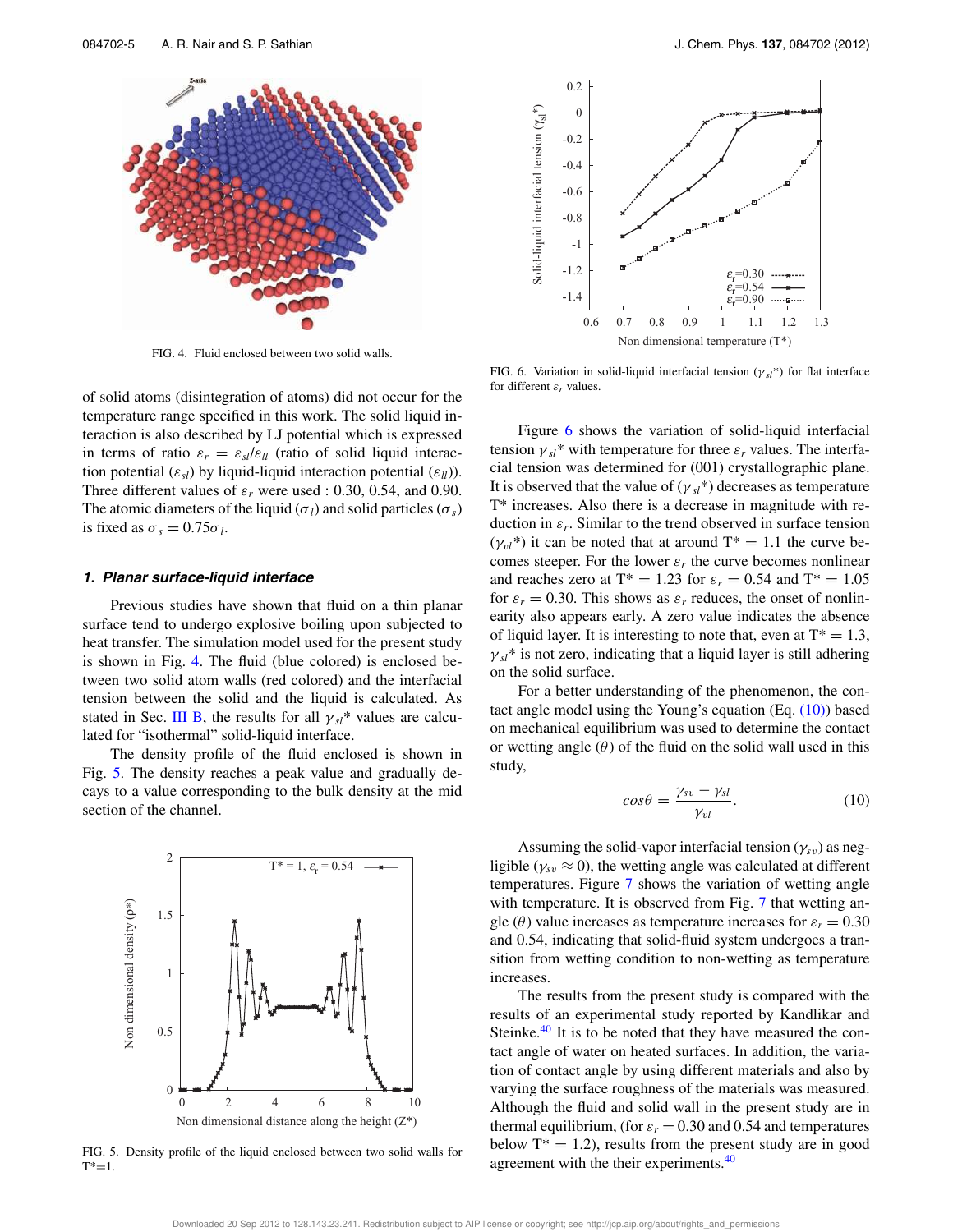FIG. 4. Fluid enclosed between two solid walls.

of solid atoms (disintegration of atoms) did not occur for the temperature range specified in this work. The solid liquid interaction is also described by LJ potential which is expressed in terms of ratio $\varepsilon_r = \varepsilon_{sl}/\varepsilon_{ll}$ (ratio of solid liquid interaction potential ($\varepsilon_{sl}$) by liquid-liquid interaction potential ($\varepsilon_{ll}$)). Three different values of $\varepsilon_r$ were used : 0.30, 0.54, and 0.90. The atomic diameters of the liquid ($\sigma_l$) and solid particles ($\sigma_s$) is fixed as $\sigma_s = 0.75\sigma_l$.

#### 1. Planar surface-liquid interface

Previous studies have shown that fluid on a thin planar surface tend to undergo explosive boiling upon subjected to heat transfer. The simulation model used for the present study is shown in Fig. 4. The fluid (blue colored) is enclosed between two solid atom walls (red colored) and the interfacial tension between the solid and the liquid is calculated. As stated in Sec. III B, the results for all $\gamma_{sl}$* values are calculated for "isothermal" solid-liquid interface.

The density profile of the fluid enclosed is shown in Fig. 5. The density reaches a peak value and gradually decays to a value corresponding to the bulk density at the mid section of the channel.

FIG. 5. Density profile of the liquid enclosed between two solid walls for T*=1.

FIG. 6. Variation in solid-liquid interfacial tension ($\gamma_{sl}$*) for flat interface for different $\varepsilon_r$ values.

Figure 6 shows the variation of solid-liquid interfacial tension $\gamma_{sl}$* with temperature for three $\varepsilon_r$ values. The interfacial tension was determined for (001) crystallographic plane. It is observed that the value of ($\gamma_{sl}$*) decreases as temperature T* increases. Also there is a decrease in magnitude with reduction in $\varepsilon_r$. Similar to the trend observed in surface tension ($\gamma_{vl}$*) it can be noted that at around T* = 1.1 the curve becomes steeper. For the lower $\varepsilon_r$ the curve becomes nonlinear and reaches zero at T* = 1.23 for $\varepsilon_r$ = 0.54 and T* = 1.05 for $\varepsilon_r$ = 0.30. This shows as $\varepsilon_r$ reduces, the onset of nonlinearity also appears early. A zero value indicates the absence of liquid layer. It is interesting to note that, even at T* = 1.3, $\gamma_{sl}$* is not zero, indicating that a liquid layer is still adhering on the solid surface.

For a better understanding of the phenomenon, the contact angle model using the Young's equation (Eq. (10)) based on mechanical equilibrium was used to determine the contact or wetting angle ($\theta$) of the fluid on the solid wall used in this study,

$$cos\theta = \frac{\gamma_{sv} - \gamma_{sl}}{\gamma_{vl}}. \tag{10}$$

Assuming the solid-vapor interfacial tension ($\gamma_{sv}$) as negligible ($\gamma_{sv} \approx 0$), the wetting angle was calculated at different temperatures. Figure 7 shows the variation of wetting angle with temperature. It is observed from Fig. 7 that wetting angle ($\theta$) value increases as temperature increases for $\varepsilon_r$ = 0.30 and 0.54, indicating that solid-fluid system undergoes a transition from wetting condition to non-wetting as temperature increases.

The results from the present study is compared with the results of an experimental study reported by Kandlikar and Steinke.[40] It is to be noted that they have measured the contact angle of water on heated surfaces. In addition, the variation of contact angle by using different materials and also by varying the surface roughness of the materials was measured. Although the fluid and solid wall in the present study are in thermal equilibrium, (for $\varepsilon_r$ = 0.30 and 0.54 and temperatures below T* = 1.2), results from the present study are in good agreement with the their experiments.[40]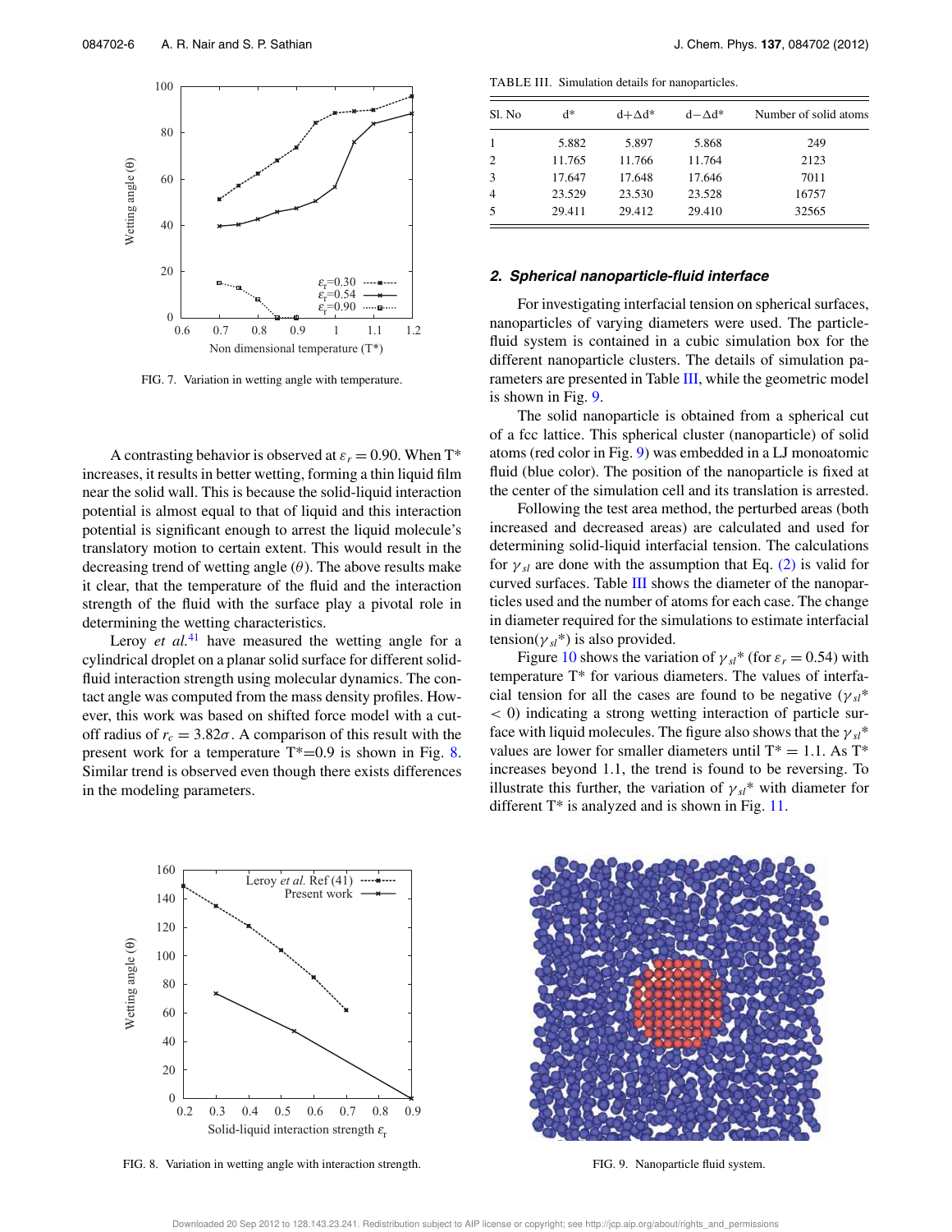FIG. 7. Variation in wetting angle with temperature.

A contrasting behavior is observed at $\varepsilon_r = 0.90$. When T* increases, it results in better wetting, forming a thin liquid film near the solid wall. This is because the solid-liquid interaction potential is almost equal to that of liquid and this interaction potential is significant enough to arrest the liquid molecule's translatory motion to certain extent. This would result in the decreasing trend of wetting angle ($\theta$). The above results make it clear, that the temperature of the fluid and the interaction strength of the fluid with the surface play a pivotal role in determining the wetting characteristics.

Leroy *et al.*[41] have measured the wetting angle for a cylindrical droplet on a planar solid surface for different solid-fluid interaction strength using molecular dynamics. The contact angle was computed from the mass density profiles. However, this work was based on shifted force model with a cut-off radius of $r_c = 3.82\sigma$. A comparison of this result with the present work for a temperature T*=0.9 is shown in Fig. 8. Similar trend is observed even though there exists differences in the modeling parameters.

FIG. 8. Variation in wetting angle with interaction strength.

TABLE III. Simulation details for nanoparticles.

| Sl. No | d* | d+Δd* | d−Δd* | Number of solid atoms |
|---|---|---|---|---|
| 1 | 5.882 | 5.897 | 5.868 | 249 |
| 2 | 11.765 | 11.766 | 11.764 | 2123 |
| 3 | 17.647 | 17.648 | 17.646 | 7011 |
| 4 | 23.529 | 23.530 | 23.528 | 16757 |
| 5 | 29.411 | 29.412 | 29.410 | 32565 |

### 2. Spherical nanoparticle-fluid interface

For investigating interfacial tension on spherical surfaces, nanoparticles of varying diameters were used. The particle-fluid system is contained in a cubic simulation box for the different nanoparticle clusters. The details of simulation parameters are presented in Table III, while the geometric model is shown in Fig. 9.

The solid nanoparticle is obtained from a spherical cut of a fcc lattice. This spherical cluster (nanoparticle) of solid atoms (red color in Fig. 9) was embedded in a LJ monoatomic fluid (blue color). The position of the nanoparticle is fixed at the center of the simulation cell and its translation is arrested.

Following the test area method, the perturbed areas (both increased and decreased areas) are calculated and used for determining solid-liquid interfacial tension. The calculations for $\gamma_{sl}$ are done with the assumption that Eq. (2) is valid for curved surfaces. Table III shows the diameter of the nanoparticles used and the number of atoms for each case. The change in diameter required for the simulations to estimate interfacial tension($\gamma_{sl}$*) is also provided.

Figure 10 shows the variation of $\gamma_{sl}$* (for $\varepsilon_r = 0.54$) with temperature T* for various diameters. The values of interfacial tension for all the cases are found to be negative ($\gamma_{sl}$* $< 0$) indicating a strong wetting interaction of particle surface with liquid molecules. The figure also shows that the $\gamma_{sl}$* values are lower for smaller diameters until T* = 1.1. As T* increases beyond 1.1, the trend is found to be reversing. To illustrate this further, the variation of $\gamma_{sl}$* with diameter for different T* is analyzed and is shown in Fig. 11.

FIG. 9. Nanoparticle fluid system.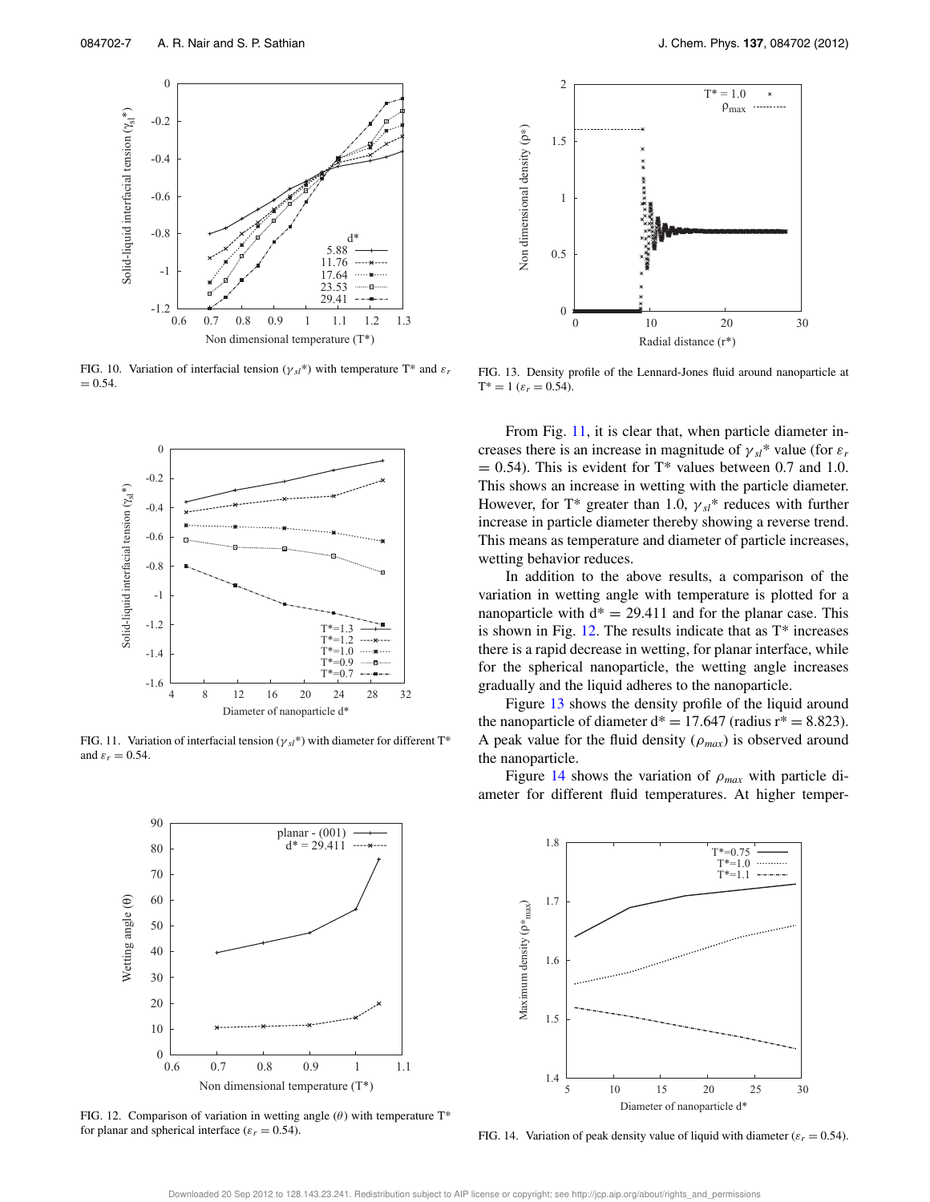FIG. 10. Variation of interfacial tension ($\gamma_{sl}$*) with temperature T* and $\varepsilon_r$ = 0.54.

FIG. 11. Variation of interfacial tension ($\gamma_{sl}$*) with diameter for different T* and $\varepsilon_r$ = 0.54.

FIG. 12. Comparison of variation in wetting angle ($\theta$) with temperature T* for planar and spherical interface ($\varepsilon_r$ = 0.54).

FIG. 13. Density profile of the Lennard-Jones fluid around nanoparticle at T* = 1 ($\varepsilon_r$ = 0.54).

From Fig. 11, it is clear that, when particle diameter increases there is an increase in magnitude of $\gamma_{sl}$* value (for $\varepsilon_r$ = 0.54). This is evident for T* values between 0.7 and 1.0. This shows an increase in wetting with the particle diameter. However, for T* greater than 1.0, $\gamma_{sl}$* reduces with further increase in particle diameter thereby showing a reverse trend. This means as temperature and diameter of particle increases, wetting behavior reduces.

In addition to the above results, a comparison of the variation in wetting angle with temperature is plotted for a nanoparticle with d* = 29.411 and for the planar case. This is shown in Fig. 12. The results indicate that as T* increases there is a rapid decrease in wetting, for planar interface, while for the spherical nanoparticle, the wetting angle increases gradually and the liquid adheres to the nanoparticle.

Figure 13 shows the density profile of the liquid around the nanoparticle of diameter d* = 17.647 (radius r* = 8.823). A peak value for the fluid density ($\rho_{max}$) is observed around the nanoparticle.

Figure 14 shows the variation of $\rho_{max}$ with particle diameter for different fluid temperatures. At higher temper-

FIG. 14. Variation of peak density value of liquid with diameter ($\varepsilon_r$ = 0.54).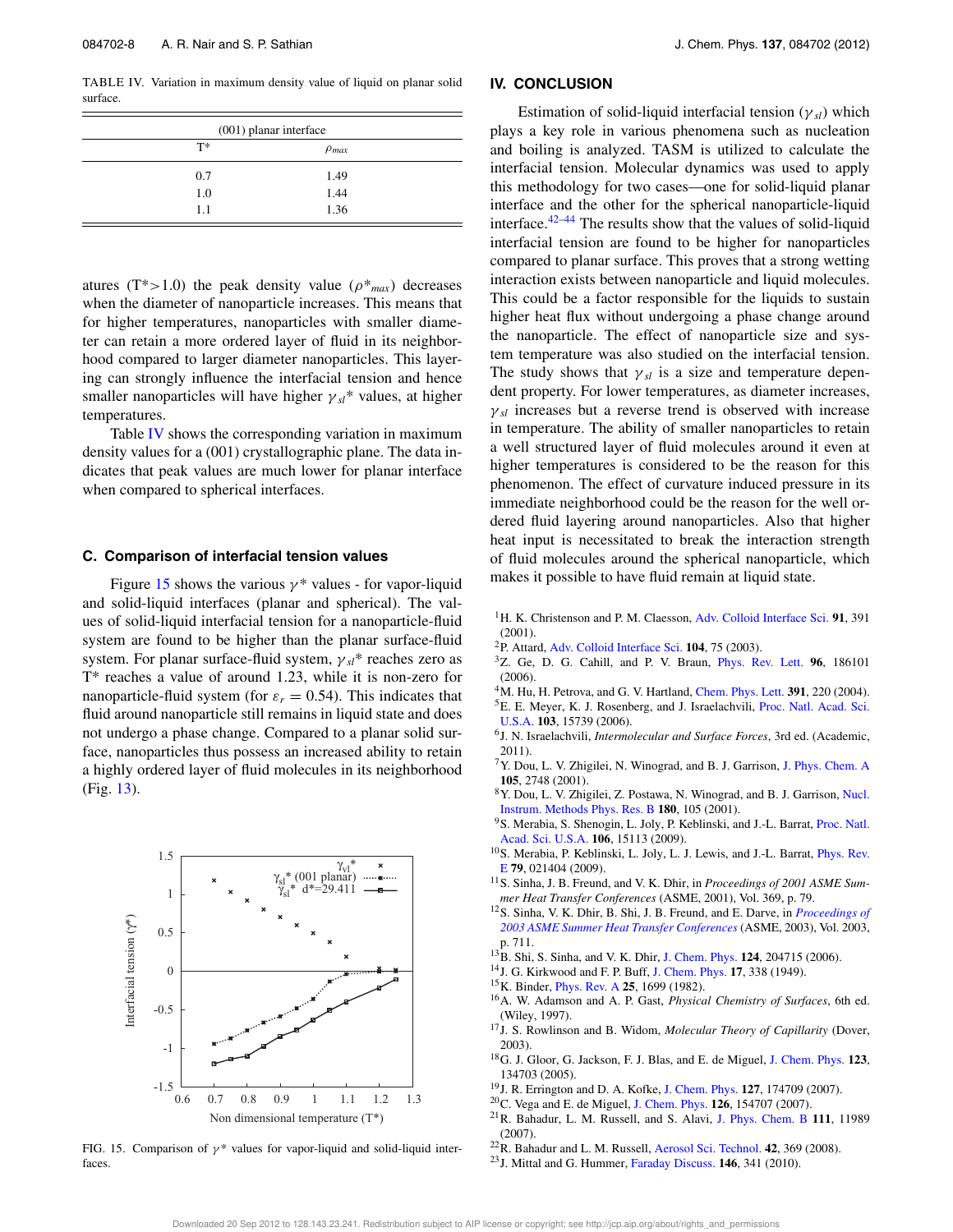TABLE IV. Variation in maximum density value of liquid on planar solid surface.

| (001) planar interface | |
|---|---|
| T* | $\rho_{max}$ |
| 0.7 | 1.49 |
| 1.0 | 1.44 |
| 1.1 | 1.36 |

atures (T*>1.0) the peak density value ($\rho^*_{max}$) decreases when the diameter of nanoparticle increases. This means that for higher temperatures, nanoparticles with smaller diameter can retain a more ordered layer of fluid in its neighborhood compared to larger diameter nanoparticles. This layering can strongly influence the interfacial tension and hence smaller nanoparticles will have higher $\gamma_{sl}$* values, at higher temperatures.

Table IV shows the corresponding variation in maximum density values for a (001) crystallographic plane. The data indicates that peak values are much lower for planar interface when compared to spherical interfaces.

### C. Comparison of interfacial tension values

Figure 15 shows the various $\gamma$* values - for vapor-liquid and solid-liquid interfaces (planar and spherical). The values of solid-liquid interfacial tension for a nanoparticle-fluid system are found to be higher than the planar surface-fluid system. For planar surface-fluid system, $\gamma_{sl}$* reaches zero as T* reaches a value of around 1.23, while it is non-zero for nanoparticle-fluid system (for $\varepsilon_r$ = 0.54). This indicates that fluid around nanoparticle still remains in liquid state and does not undergo a phase change. Compared to a planar solid surface, nanoparticles thus possess an increased ability to retain a highly ordered layer of fluid molecules in its neighborhood (Fig. 13).

FIG. 15. Comparison of $\gamma$* values for vapor-liquid and solid-liquid interfaces.

## IV. CONCLUSION

Estimation of solid-liquid interfacial tension ($\gamma_{sl}$) which plays a key role in various phenomena such as nucleation and boiling is analyzed. TASM is utilized to calculate the interfacial tension. Molecular dynamics was used to apply this methodology for two cases—one for solid-liquid planar interface and the other for the spherical nanoparticle-liquid interface.[42–44] The results show that the values of solid-liquid interfacial tension are found to be higher for nanoparticles compared to planar surface. This proves that a strong wetting interaction exists between nanoparticle and liquid molecules. This could be a factor responsible for the liquids to sustain higher heat flux without undergoing a phase change around the nanoparticle. The effect of nanoparticle size and system temperature was also studied on the interfacial tension. The study shows that $\gamma_{sl}$ is a size and temperature dependent property. For lower temperatures, as diameter increases, $\gamma_{sl}$ increases but a reverse trend is observed with increase in temperature. The ability of smaller nanoparticles to retain a well structured layer of fluid molecules around it even at higher temperatures is considered to be the reason for this phenomenon. The effect of curvature induced pressure in its immediate neighborhood could be the reason for the well ordered fluid layering around nanoparticles. Also that higher heat input is necessitated to break the interaction strength of fluid molecules around the spherical nanoparticle, which makes it possible to have fluid remain at liquid state.

[1] H. K. Christenson and P. M. Claesson, Adv. Colloid Interface Sci. **91**, 391 (2001).
[2] P. Attard, Adv. Colloid Interface Sci. **104**, 75 (2003).
[3] Z. Ge, D. G. Cahill, and P. V. Braun, Phys. Rev. Lett. **96**, 186101 (2006).
[4] M. Hu, H. Petrova, and G. V. Hartland, Chem. Phys. Lett. **391**, 220 (2004).
[5] E. E. Meyer, K. J. Rosenberg, and J. Israelachvili, Proc. Natl. Acad. Sci. U.S.A. **103**, 15739 (2006).
[6] J. N. Israelachvili, *Intermolecular and Surface Forces*, 3rd ed. (Academic, 2011).
[7] Y. Dou, L. V. Zhigilei, N. Winograd, and B. J. Garrison, J. Phys. Chem. A **105**, 2748 (2001).
[8] Y. Dou, L. V. Zhigilei, Z. Postawa, N. Winograd, and B. J. Garrison, Nucl. Instrum. Methods Phys. Res. B **180**, 105 (2001).
[9] S. Merabia, S. Shenogin, L. Joly, P. Keblinski, and J.-L. Barrat, Proc. Natl. Acad. Sci. U.S.A. **106**, 15113 (2009).
[10] S. Merabia, P. Keblinski, L. Joly, L. J. Lewis, and J.-L. Barrat, Phys. Rev. E **79**, 021404 (2009).
[11] S. Sinha, J. B. Freund, and V. K. Dhir, in *Proceedings of 2001 ASME Summer Heat Transfer Conferences* (ASME, 2001), Vol. 369, p. 79.
[12] S. Sinha, V. K. Dhir, B. Shi, J. B. Freund, and E. Darve, in *Proceedings of 2003 ASME Summer Heat Transfer Conferences* (ASME, 2003), Vol. 2003, p. 711.
[13] B. Shi, S. Sinha, and V. K. Dhir, J. Chem. Phys. **124**, 204715 (2006).
[14] J. G. Kirkwood and F. P. Buff, J. Chem. Phys. **17**, 338 (1949).
[15] K. Binder, Phys. Rev. A **25**, 1699 (1982).
[16] A. W. Adamson and A. P. Gast, *Physical Chemistry of Surfaces*, 6th ed. (Wiley, 1997).
[17] J. S. Rowlinson and B. Widom, *Molecular Theory of Capillarity* (Dover, 2003).
[18] G. J. Gloor, G. Jackson, F. J. Blas, and E. de Miguel, J. Chem. Phys. **123**, 134703 (2005).
[19] J. R. Errington and D. A. Kofke, J. Chem. Phys. **127**, 174709 (2007).
[20] C. Vega and E. de Miguel, J. Chem. Phys. **126**, 154707 (2007).
[21] R. Bahadur, L. M. Russell, and S. Alavi, J. Phys. Chem. B **111**, 11989 (2007).
[22] R. Bahadur and L. M. Russell, Aerosol Sci. Technol. **42**, 369 (2008).
[23] J. Mittal and G. Hummer, Faraday Discuss. **146**, 341 (2010).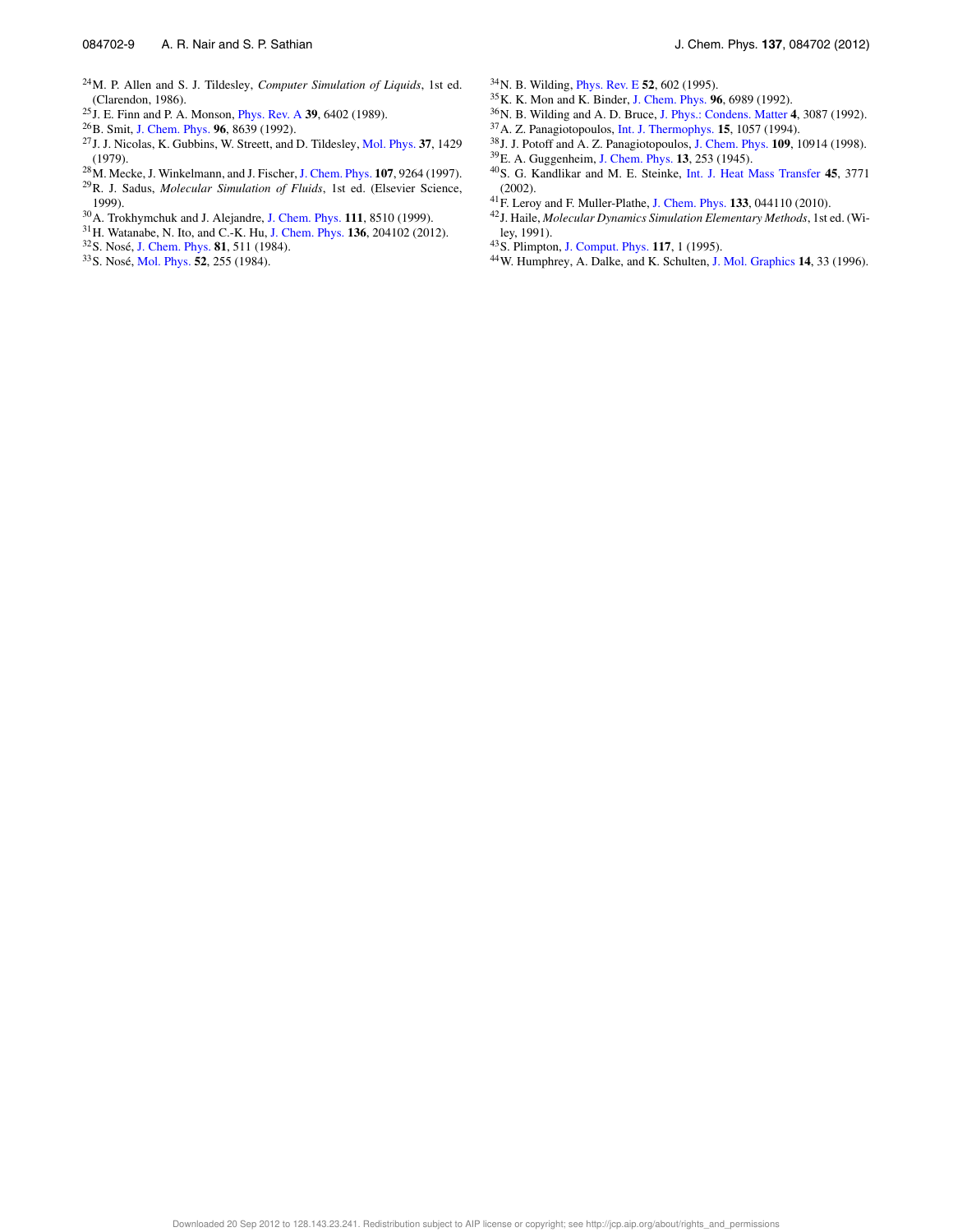[24] M. P. Allen and S. J. Tildesley, *Computer Simulation of Liquids*, 1st ed. (Clarendon, 1986).

[25] J. E. Finn and P. A. Monson, Phys. Rev. A **39**, 6402 (1989).

[26] B. Smit, J. Chem. Phys. **96**, 8639 (1992).

[27] J. J. Nicolas, K. Gubbins, W. Streett, and D. Tildesley, Mol. Phys. **37**, 1429 (1979).

[28] M. Mecke, J. Winkelmann, and J. Fischer, J. Chem. Phys. **107**, 9264 (1997).

[29] R. J. Sadus, *Molecular Simulation of Fluids*, 1st ed. (Elsevier Science, 1999).

[30] A. Trokhymchuk and J. Alejandre, J. Chem. Phys. **111**, 8510 (1999).

[31] H. Watanabe, N. Ito, and C.-K. Hu, J. Chem. Phys. **136**, 204102 (2012).

[32] S. Nosé, J. Chem. Phys. **81**, 511 (1984).

[33] S. Nosé, Mol. Phys. **52**, 255 (1984).

[34] N. B. Wilding, Phys. Rev. E **52**, 602 (1995).

[35] K. K. Mon and K. Binder, J. Chem. Phys. **96**, 6989 (1992).

[36] N. B. Wilding and A. D. Bruce, J. Phys.: Condens. Matter **4**, 3087 (1992).

[37] A. Z. Panagiotopoulos, Int. J. Thermophys. **15**, 1057 (1994).

[38] J. J. Potoff and A. Z. Panagiotopoulos, J. Chem. Phys. **109**, 10914 (1998).

[39] E. A. Guggenheim, J. Chem. Phys. **13**, 253 (1945).

[40] S. G. Kandlikar and M. E. Steinke, Int. J. Heat Mass Transfer **45**, 3771 (2002).

[41] F. Leroy and F. Muller-Plathe, J. Chem. Phys. **133**, 044110 (2010).

[42] J. Haile, *Molecular Dynamics Simulation Elementary Methods*, 1st ed. (Wiley, 1991).

[43] S. Plimpton, J. Comput. Phys. **117**, 1 (1995).

[44] W. Humphrey, A. Dalke, and K. Schulten, J. Mol. Graphics **14**, 33 (1996).